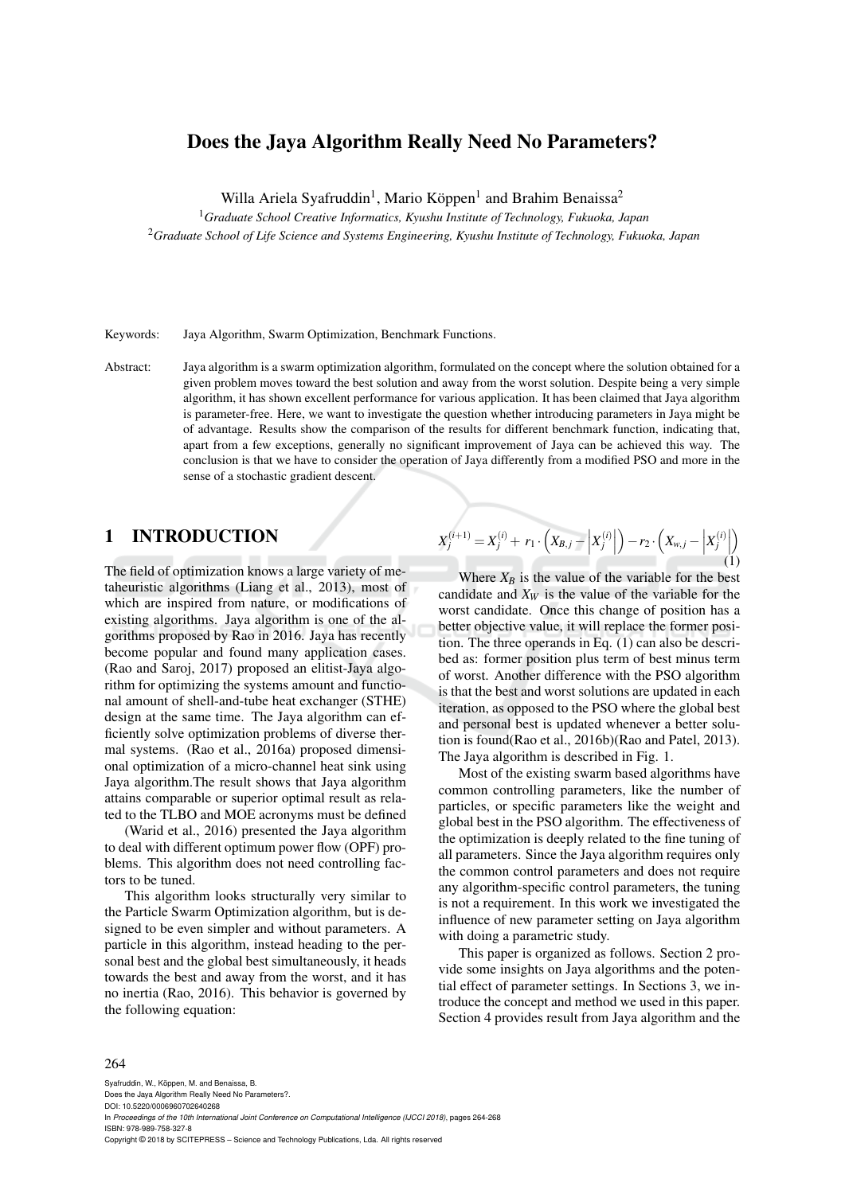# Does the Jaya Algorithm Really Need No Parameters?

Willa Ariela Syafruddin[1], Mario Köppen[1] and Brahim Benaissa[2]

[1]*Graduate School Creative Informatics, Kyushu Institute of Technology, Fukuoka, Japan*
[2]*Graduate School of Life Science and Systems Engineering, Kyushu Institute of Technology, Fukuoka, Japan*

Keywords: Jaya Algorithm, Swarm Optimization, Benchmark Functions.

Abstract: Jaya algorithm is a swarm optimization algorithm, formulated on the concept where the solution obtained for a given problem moves toward the best solution and away from the worst solution. Despite being a very simple algorithm, it has shown excellent performance for various application. It has been claimed that Jaya algorithm is parameter-free. Here, we want to investigate the question whether introducing parameters in Jaya might be of advantage. Results show the comparison of the results for different benchmark function, indicating that, apart from a few exceptions, generally no significant improvement of Jaya can be achieved this way. The conclusion is that we have to consider the operation of Jaya differently from a modified PSO and more in the sense of a stochastic gradient descent.

## 1 INTRODUCTION

The field of optimization knows a large variety of metaheuristic algorithms (Liang et al., 2013), most of which are inspired from nature, or modifications of existing algorithms. Jaya algorithm is one of the algorithms proposed by Rao in 2016. Jaya has recently become popular and found many application cases. (Rao and Saroj, 2017) proposed an elitist-Jaya algorithm for optimizing the systems amount and functional amount of shell-and-tube heat exchanger (STHE) design at the same time. The Jaya algorithm can efficiently solve optimization problems of diverse thermal systems. (Rao et al., 2016a) proposed dimensional optimization of a micro-channel heat sink using Jaya algorithm.The result shows that Jaya algorithm attains comparable or superior optimal result as related to the TLBO and MOE acronyms must be defined

(Warid et al., 2016) presented the Jaya algorithm to deal with different optimum power flow (OPF) problems. This algorithm does not need controlling factors to be tuned.

This algorithm looks structurally very similar to the Particle Swarm Optimization algorithm, but is designed to be even simpler and without parameters. A particle in this algorithm, instead heading to the personal best and the global best simultaneously, it heads towards the best and away from the worst, and it has no inertia (Rao, 2016). This behavior is governed by the following equation:

$$X_j^{(i+1)} = X_j^{(i)} + r_1 \cdot \left(X_{B,j} - \left|X_j^{(i)}\right|\right) - r_2 \cdot \left(X_{w,j} - \left|X_j^{(i)}\right|\right) \tag{1}$$

Where $X_B$ is the value of the variable for the best candidate and $X_W$ is the value of the variable for the worst candidate. Once this change of position has a better objective value, it will replace the former position. The three operands in Eq. (1) can also be described as: former position plus term of best minus term of worst. Another difference with the PSO algorithm is that the best and worst solutions are updated in each iteration, as opposed to the PSO where the global best and personal best is updated whenever a better solution is found(Rao et al., 2016b)(Rao and Patel, 2013). The Jaya algorithm is described in Fig. 1.

Most of the existing swarm based algorithms have common controlling parameters, like the number of particles, or specific parameters like the weight and global best in the PSO algorithm. The effectiveness of the optimization is deeply related to the fine tuning of all parameters. Since the Jaya algorithm requires only the common control parameters and does not require any algorithm-specific control parameters, the tuning is not a requirement. In this work we investigated the influence of new parameter setting on Jaya algorithm with doing a parametric study.

This paper is organized as follows. Section 2 provide some insights on Jaya algorithms and the potential effect of parameter settings. In Sections 3, we introduce the concept and method we used in this paper. Section 4 provides result from Jaya algorithm and the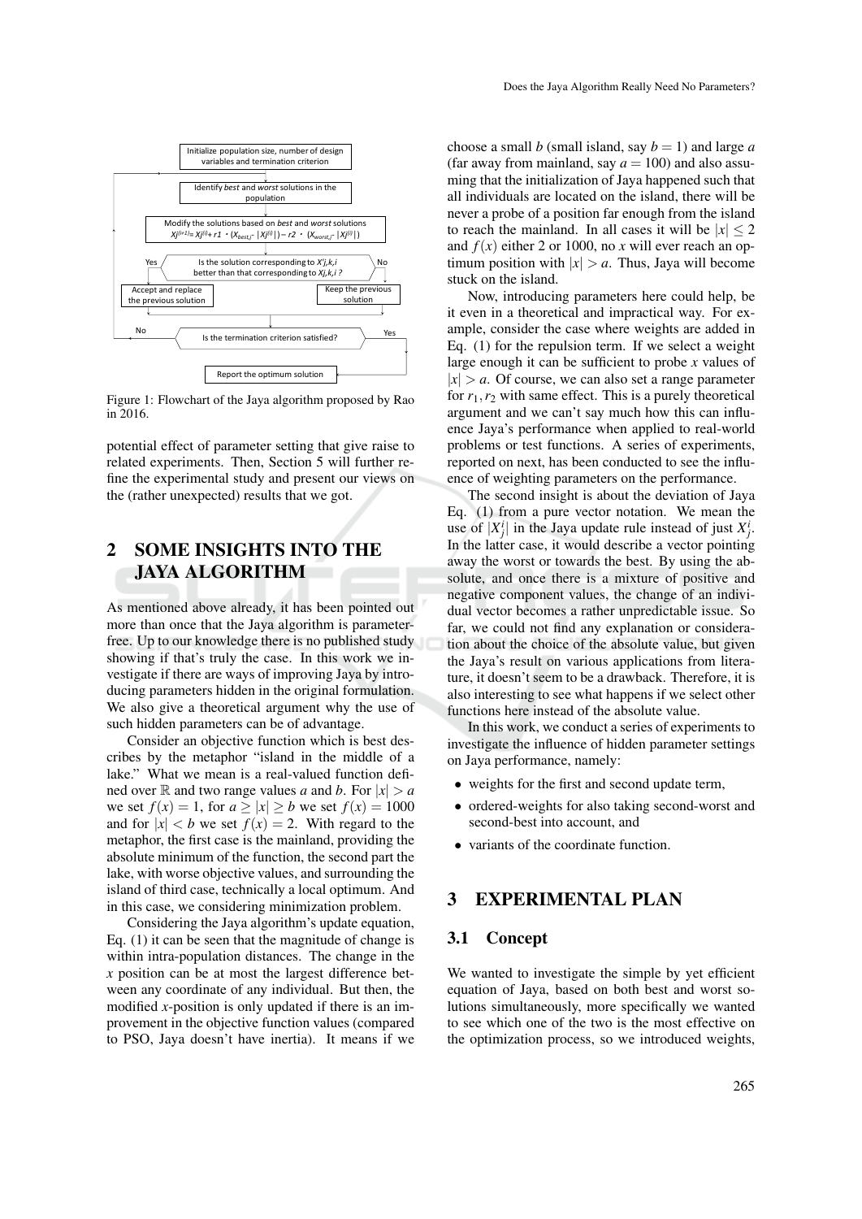Initialize population size, number of design variables and termination criterion

Identify *best* and *worst* solutions in the population

Modify the solutions based on *best* and *worst* solutions

$Xj^{(i+1)}= Xj^{(i)}+ r1 \cdot (X_{best,j}- |Xj^{(i)}|) - r2 \cdot (X_{worst,j}- |Xj^{(i)}|)$

Is the solution corresponding to $X'j,k,i$ better than that corresponding to $Xj,k,i$ ?

Yes

No

Accept and replace the previous solution

Keep the previous solution

Is the termination criterion satisfied?

No

Yes

Report the optimum solution

Figure 1: Flowchart of the Jaya algorithm proposed by Rao in 2016.

potential effect of parameter setting that give raise to related experiments. Then, Section 5 will further refine the experimental study and present our views on the (rather unexpected) results that we got.

## 2 SOME INSIGHTS INTO THE JAYA ALGORITHM

As mentioned above already, it has been pointed out more than once that the Jaya algorithm is parameter-free. Up to our knowledge there is no published study showing if that's truly the case. In this work we investigate if there are ways of improving Jaya by introducing parameters hidden in the original formulation. We also give a theoretical argument why the use of such hidden parameters can be of advantage.

Consider an objective function which is best describes by the metaphor "island in the middle of a lake." What we mean is a real-valued function defined over $\mathbb{R}$ and two range values $a$ and $b$. For $|x| > a$ we set $f(x) = 1$, for $a \geq |x| \geq b$ we set $f(x) = 1000$ and for $|x| < b$ we set $f(x) = 2$. With regard to the metaphor, the first case is the mainland, providing the absolute minimum of the function, the second part the lake, with worse objective values, and surrounding the island of third case, technically a local optimum. And in this case, we considering minimization problem.

Considering the Jaya algorithm's update equation, Eq. (1) it can be seen that the magnitude of change is within intra-population distances. The change in the $x$ position can be at most the largest difference between any coordinate of any individual. But then, the modified $x$-position is only updated if there is an improvement in the objective function values (compared to PSO, Jaya doesn't have inertia). It means if we choose a small $b$ (small island, say $b = 1$) and large $a$ (far away from mainland, say $a = 100$) and also assuming that the initialization of Jaya happened such that all individuals are located on the island, there will be never a probe of a position far enough from the island to reach the mainland. In all cases it will be $|x| \leq 2$ and $f(x)$ either 2 or 1000, no $x$ will ever reach an optimum position with $|x| > a$. Thus, Jaya will become stuck on the island.

Now, introducing parameters here could help, be it even in a theoretical and impractical way. For example, consider the case where weights are added in Eq. (1) for the repulsion term. If we select a weight large enough it can be sufficient to probe $x$ values of $|x| > a$. Of course, we can also set a range parameter for $r_1, r_2$ with same effect. This is a purely theoretical argument and we can't say much how this can influence Jaya's performance when applied to real-world problems or test functions. A series of experiments, reported on next, has been conducted to see the influence of weighting parameters on the performance.

The second insight is about the deviation of Jaya Eq. (1) from a pure vector notation. We mean the use of $|X_j^i|$ in the Jaya update rule instead of just $X_j^i$. In the latter case, it would describe a vector pointing away the worst or towards the best. By using the absolute, and once there is a mixture of positive and negative component values, the change of an individual vector becomes a rather unpredictable issue. So far, we could not find any explanation or consideration about the choice of the absolute value, but given the Jaya's result on various applications from literature, it doesn't seem to be a drawback. Therefore, it is also interesting to see what happens if we select other functions here instead of the absolute value.

In this work, we conduct a series of experiments to investigate the influence of hidden parameter settings on Jaya performance, namely:

- weights for the first and second update term,
- ordered-weights for also taking second-worst and second-best into account, and
- variants of the coordinate function.

## 3 EXPERIMENTAL PLAN

### 3.1 Concept

We wanted to investigate the simple by yet efficient equation of Jaya, based on both best and worst solutions simultaneously, more specifically we wanted to see which one of the two is the most effective on the optimization process, so we introduced weights,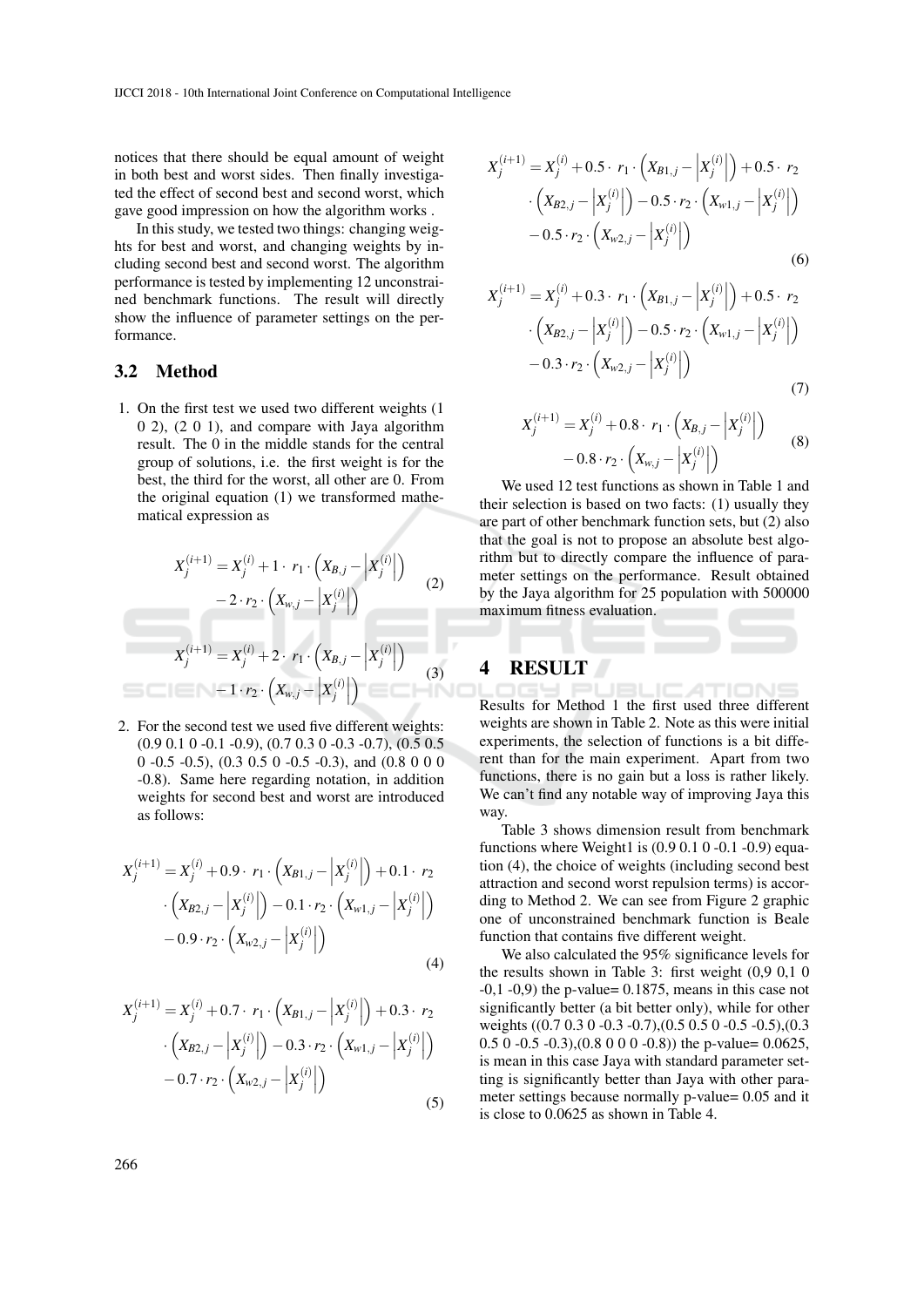notices that there should be equal amount of weight in both best and worst sides. Then finally investigated the effect of second best and second worst, which gave good impression on how the algorithm works .

In this study, we tested two things: changing weights for best and worst, and changing weights by including second best and second worst. The algorithm performance is tested by implementing 12 unconstrained benchmark functions. The result will directly show the influence of parameter settings on the performance.

## 3.2 Method

1. On the first test we used two different weights (1 0 2), (2 0 1), and compare with Jaya algorithm result. The 0 in the middle stands for the central group of solutions, i.e. the first weight is for the best, the third for the worst, all other are 0. From the original equation (1) we transformed mathematical expression as

$$X_j^{(i+1)} = X_j^{(i)} + 1 \cdot r_1 \cdot \left( X_{B,j} - \left| X_j^{(i)} \right| \right) - 2 \cdot r_2 \cdot \left( X_{w,j} - \left| X_j^{(i)} \right| \right) \tag{2}$$

$$X_j^{(i+1)} = X_j^{(i)} + 2 \cdot r_1 \cdot \left( X_{B,j} - \left| X_j^{(i)} \right| \right) - 1 \cdot r_2 \cdot \left( X_{w,j} - \left| X_j^{(i)} \right| \right) \tag{3}$$

2. For the second test we used five different weights: (0.9 0.1 0 -0.1 -0.9), (0.7 0.3 0 -0.3 -0.7), (0.5 0.5 0 -0.5 -0.5), (0.3 0.5 0 -0.5 -0.3), and (0.8 0 0 0 -0.8). Same here regarding notation, in addition weights for second best and worst are introduced as follows:

$$X_j^{(i+1)} = X_j^{(i)} + 0.9 \cdot r_1 \cdot \left( X_{B1,j} - \left| X_j^{(i)} \right| \right) + 0.1 \cdot r_2 \cdot \left( X_{B2,j} - \left| X_j^{(i)} \right| \right) - 0.1 \cdot r_2 \cdot \left( X_{w1,j} - \left| X_j^{(i)} \right| \right) - 0.9 \cdot r_2 \cdot \left( X_{w2,j} - \left| X_j^{(i)} \right| \right) \tag{4}$$

$$X_j^{(i+1)} = X_j^{(i)} + 0.7 \cdot r_1 \cdot \left( X_{B1,j} - \left| X_j^{(i)} \right| \right) + 0.3 \cdot r_2 \cdot \left( X_{B2,j} - \left| X_j^{(i)} \right| \right) - 0.3 \cdot r_2 \cdot \left( X_{w1,j} - \left| X_j^{(i)} \right| \right) - 0.7 \cdot r_2 \cdot \left( X_{w2,j} - \left| X_j^{(i)} \right| \right) \tag{5}$$

$$X_j^{(i+1)} = X_j^{(i)} + 0.5 \cdot r_1 \cdot \left( X_{B1,j} - \left| X_j^{(i)} \right| \right) + 0.5 \cdot r_2 \cdot \left( X_{B2,j} - \left| X_j^{(i)} \right| \right) - 0.5 \cdot r_2 \cdot \left( X_{w1,j} - \left| X_j^{(i)} \right| \right) - 0.5 \cdot r_2 \cdot \left( X_{w2,j} - \left| X_j^{(i)} \right| \right) \tag{6}$$

$$X_j^{(i+1)} = X_j^{(i)} + 0.3 \cdot r_1 \cdot \left( X_{B1,j} - \left| X_j^{(i)} \right| \right) + 0.5 \cdot r_2 \cdot \left( X_{B2,j} - \left| X_j^{(i)} \right| \right) - 0.5 \cdot r_2 \cdot \left( X_{w1,j} - \left| X_j^{(i)} \right| \right) - 0.3 \cdot r_2 \cdot \left( X_{w2,j} - \left| X_j^{(i)} \right| \right) \tag{7}$$

$$X_j^{(i+1)} = X_j^{(i)} + 0.8 \cdot r_1 \cdot \left( X_{B,j} - \left| X_j^{(i)} \right| \right) - 0.8 \cdot r_2 \cdot \left( X_{w,j} - \left| X_j^{(i)} \right| \right) \tag{8}$$

We used 12 test functions as shown in Table 1 and their selection is based on two facts: (1) usually they are part of other benchmark function sets, but (2) also that the goal is not to propose an absolute best algorithm but to directly compare the influence of parameter settings on the performance. Result obtained by the Jaya algorithm for 25 population with 500000 maximum fitness evaluation.

# 4 RESULT

Results for Method 1 the first used three different weights are shown in Table 2. Note as this were initial experiments, the selection of functions is a bit different than for the main experiment. Apart from two functions, there is no gain but a loss is rather likely. We can't find any notable way of improving Jaya this way.

Table 3 shows dimension result from benchmark functions where Weight1 is (0.9 0.1 0 -0.1 -0.9) equation (4), the choice of weights (including second best attraction and second worst repulsion terms) is according to Method 2. We can see from Figure 2 graphic one of unconstrained benchmark function is Beale function that contains five different weight.

We also calculated the 95% significance levels for the results shown in Table 3: first weight (0,9 0,1 0 -0,1 -0,9) the p-value= 0.1875, means in this case not significantly better (a bit better only), while for other weights ((0.7 0.3 0 -0.3 -0.7),(0.5 0.5 0 -0.5 -0.5),(0.3 0.5 0 -0.5 -0.3),(0.8 0 0 0 -0.8)) the p-value= 0.0625, is mean in this case Jaya with standard parameter setting is significantly better than Jaya with other parameter settings because normally p-value= 0.05 and it is close to 0.0625 as shown in Table 4.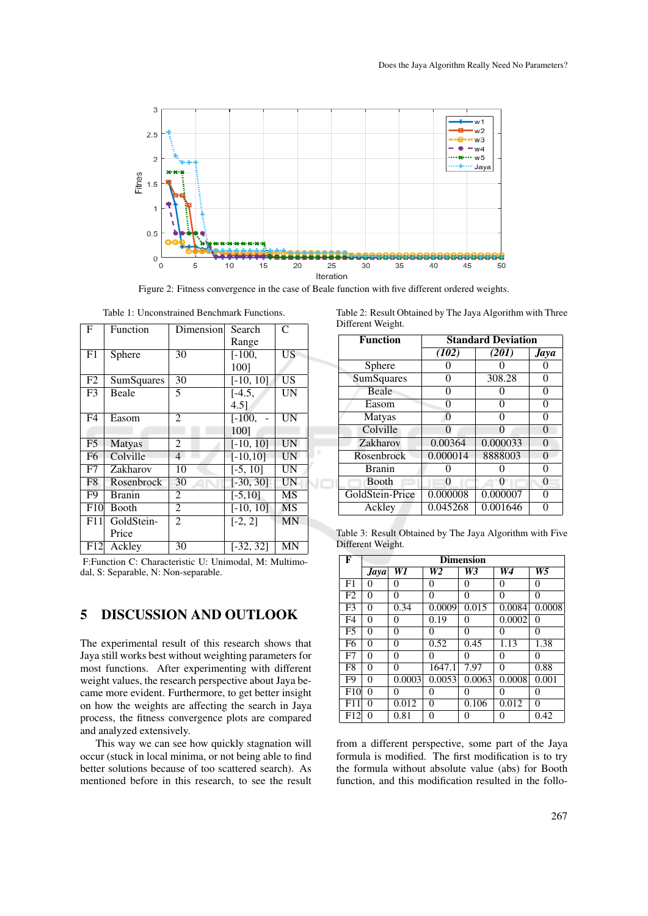Figure 2: Fitness convergence in the case of Beale function with five different ordered weights.

Table 1: Unconstrained Benchmark Functions.

| F | Function | Dimension | Search Range | C |
|---|---|---|---|---|
| F1 | Sphere | 30 | [-100, 100] | US |
| F2 | SumSquares | 30 | [-10, 10] | US |
| F3 | Beale | 5 | [-4.5, 4.5] | UN |
| F4 | Easom | 2 | [-100, - 100] | UN |
| F5 | Matyas | 2 | [-10, 10] | UN |
| F6 | Colville | 4 | [-10,10] | UN |
| F7 | Zakharov | 10 | [-5, 10] | UN |
| F8 | Rosenbrock | 30 | [-30, 30] | UN |
| F9 | Branin | 2 | [-5,10] | MS |
| F10 | Booth | 2 | [-10, 10] | MS |
| F11 | GoldStein-Price | 2 | [-2, 2] | MN |
| F12 | Ackley | 30 | [-32, 32] | MN |

F:Function C: Characteristic U: Unimodal, M: Multimodal, S: Separable, N: Non-separable.

Table 2: Result Obtained by The Jaya Algorithm with Three Different Weight.

| **Function** | **Standard Deviation** | | |
|---|---|---|---|
| | ***(102)*** | ***(201)*** | ***Jaya*** |
| Sphere | 0 | 0 | 0 |
| SumSquares | 0 | 308.28 | 0 |
| Beale | 0 | 0 | 0 |
| Easom | 0 | 0 | 0 |
| Matyas | 0 | 0 | 0 |
| Colville | 0 | 0 | 0 |
| Zakharov | 0.00364 | 0.000033 | 0 |
| Rosenbrock | 0.000014 | 8888003 | 0 |
| Branin | 0 | 0 | 0 |
| Booth | 0 | 0 | 0 |
| GoldStein-Price | 0.000008 | 0.000007 | 0 |
| Ackley | 0.045268 | 0.001646 | 0 |

Table 3: Result Obtained by The Jaya Algorithm with Five Different Weight.

| **F** | **Dimension** | | | | | |
|---|---|---|---|---|---|---|
| | ***Jaya*** | ***W1*** | ***W2*** | ***W3*** | ***W4*** | ***W5*** |
| F1 | 0 | 0 | 0 | 0 | 0 | 0 |
| F2 | 0 | 0 | 0 | 0 | 0 | 0 |
| F3 | 0 | 0.34 | 0.0009 | 0.015 | 0.0084 | 0.0008 |
| F4 | 0 | 0 | 0.19 | 0 | 0.0002 | 0 |
| F5 | 0 | 0 | 0 | 0 | 0 | 0 |
| F6 | 0 | 0 | 0.52 | 0.45 | 1.13 | 1.38 |
| F7 | 0 | 0 | 0 | 0 | 0 | 0 |
| F8 | 0 | 0 | 1647.1 | 7.97 | 0 | 0.88 |
| F9 | 0 | 0.0003 | 0.0053 | 0.0063 | 0.0008 | 0.001 |
| F10 | 0 | 0 | 0 | 0 | 0 | 0 |
| F11 | 0 | 0.012 | 0 | 0.106 | 0.012 | 0 |
| F12 | 0 | 0.81 | 0 | 0 | 0 | 0.42 |

## 5 DISCUSSION AND OUTLOOK

The experimental result of this research shows that Jaya still works best without weighting parameters for most functions. After experimenting with different weight values, the research perspective about Jaya became more evident. Furthermore, to get better insight on how the weights are affecting the search in Jaya process, the fitness convergence plots are compared and analyzed extensively.

This way we can see how quickly stagnation will occur (stuck in local minima, or not being able to find better solutions because of too scattered search). As mentioned before in this research, to see the result from a different perspective, some part of the Jaya formula is modified. The first modification is to try the formula without absolute value (abs) for Booth function, and this modification resulted in the follo-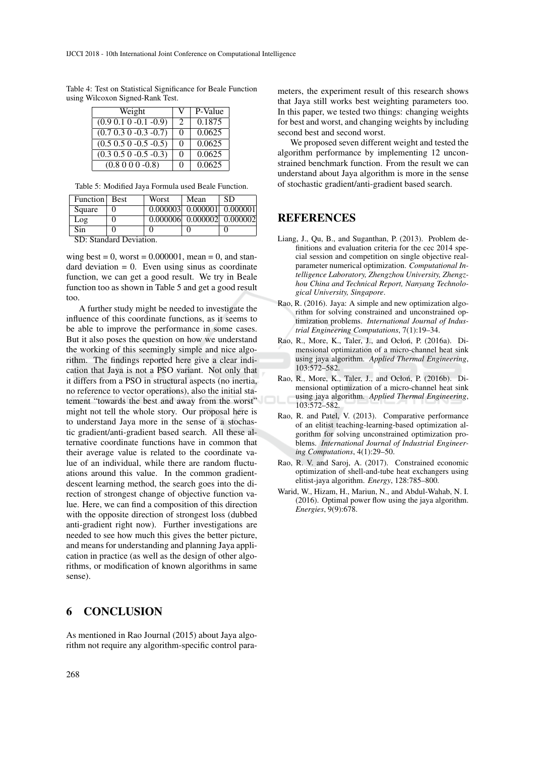Table 4: Test on Statistical Significance for Beale Function using Wilcoxon Signed-Rank Test.

| Weight | V | P-Value |
|---|---|---|
| (0.9 0.1 0 -0.1 -0.9) | 2 | 0.1875 |
| (0.7 0.3 0 -0.3 -0.7) | 0 | 0.0625 |
| (0.5 0.5 0 -0.5 -0.5) | 0 | 0.0625 |
| (0.3 0.5 0 -0.5 -0.3) | 0 | 0.0625 |
| (0.8 0 0 0 -0.8) | 0 | 0.0625 |

Table 5: Modified Jaya Formula used Beale Function.

| Function | Best | Worst | Mean | SD |
|---|---|---|---|---|
| Square | 0 | 0.000003 | 0.000001 | 0.000001 |
| Log | 0 | 0.000006 | 0.000002 | 0.000002 |
| Sin | 0 | 0 | 0 | 0 |

SD: Standard Deviation.

wing best = 0, worst = 0.000001, mean = 0, and standard deviation = 0. Even using sinus as coordinate function, we can get a good result. We try in Beale function too as shown in Table 5 and get a good result too.

A further study might be needed to investigate the influence of this coordinate functions, as it seems to be able to improve the performance in some cases. But it also poses the question on how we understand the working of this seemingly simple and nice algorithm. The findings reported here give a clear indication that Jaya is not a PSO variant. Not only that it differs from a PSO in structural aspects (no inertia, no reference to vector operations), also the initial statement "towards the best and away from the worst" might not tell the whole story. Our proposal here is to understand Jaya more in the sense of a stochastic gradient/anti-gradient based search. All these alternative coordinate functions have in common that their average value is related to the coordinate value of an individual, while there are random fluctuations around this value. In the common gradient-descent learning method, the search goes into the direction of strongest change of objective function value. Here, we can find a composition of this direction with the opposite direction of strongest loss (dubbed anti-gradient right now). Further investigations are needed to see how much this gives the better picture, and means for understanding and planning Jaya application in practice (as well as the design of other algorithms, or modification of known algorithms in same sense).

## 6 CONCLUSION

As mentioned in Rao Journal (2015) about Jaya algorithm not require any algorithm-specific control parameters, the experiment result of this research shows that Jaya still works best weighting parameters too. In this paper, we tested two things: changing weights for best and worst, and changing weights by including second best and second worst.

We proposed seven different weight and tested the algorithm performance by implementing 12 unconstrained benchmark function. From the result we can understand about Jaya algorithm is more in the sense of stochastic gradient/anti-gradient based search.

## REFERENCES

Liang, J., Qu, B., and Suganthan, P. (2013). Problem definitions and evaluation criteria for the cec 2014 special session and competition on single objective real-parameter numerical optimization. *Computational Intelligence Laboratory, Zhengzhou University, Zhengzhou China and Technical Report, Nanyang Technological University, Singapore*.

Rao, R. (2016). Jaya: A simple and new optimization algorithm for solving constrained and unconstrained optimization problems. *International Journal of Industrial Engineering Computations*, 7(1):19–34.

Rao, R., More, K., Taler, J., and Ocłoń, P. (2016a). Dimensional optimization of a micro-channel heat sink using jaya algorithm. *Applied Thermal Engineering*, 103:572–582.

Rao, R., More, K., Taler, J., and Ocłoń, P. (2016b). Dimensional optimization of a micro-channel heat sink using jaya algorithm. *Applied Thermal Engineering*, 103:572–582.

Rao, R. and Patel, V. (2013). Comparative performance of an elitist teaching-learning-based optimization algorithm for solving unconstrained optimization problems. *International Journal of Industrial Engineering Computations*, 4(1):29–50.

Rao, R. V. and Saroj, A. (2017). Constrained economic optimization of shell-and-tube heat exchangers using elitist-jaya algorithm. *Energy*, 128:785–800.

Warid, W., Hizam, H., Mariun, N., and Abdul-Wahab, N. I. (2016). Optimal power flow using the jaya algorithm. *Energies*, 9(9):678.